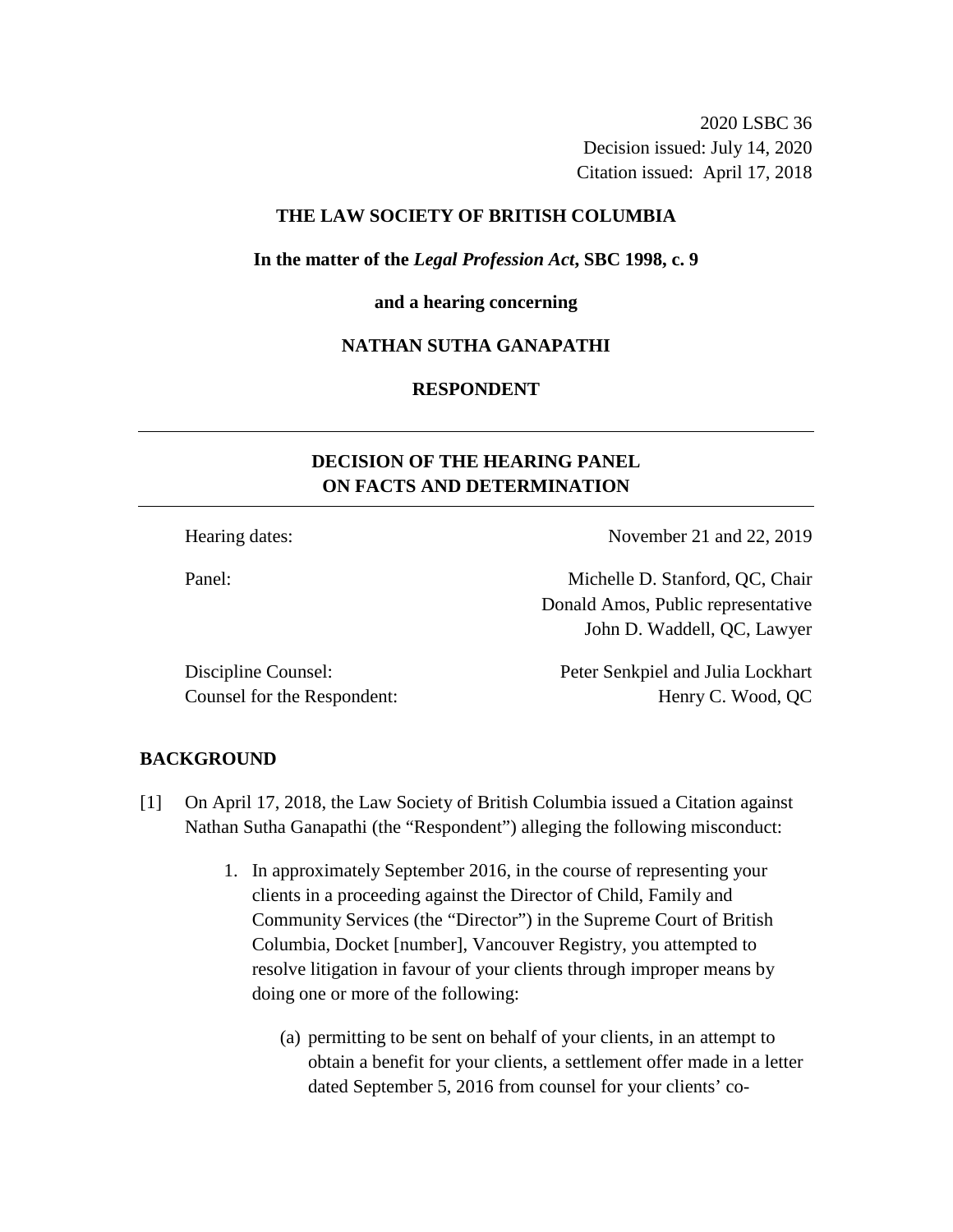2020 LSBC 36
Decision issued: July 14, 2020
Citation issued: April 17, 2018

**THE LAW SOCIETY OF BRITISH COLUMBIA**

**In the matter of the *Legal Profession Act*, SBC 1998, c. 9**

**and a hearing concerning**

**NATHAN SUTHA GANAPATHI**

**RESPONDENT**

---

## DECISION OF THE HEARING PANEL ON FACTS AND DETERMINATION

---

| | |
|---|---|
| Hearing dates: | November 21 and 22, 2019 |
| Panel: | Michelle D. Stanford, QC, Chair<br>Donald Amos, Public representative<br>John D. Waddell, QC, Lawyer |
| Discipline Counsel: | Peter Senkpiel and Julia Lockhart |
| Counsel for the Respondent: | Henry C. Wood, QC |

## BACKGROUND

[1] On April 17, 2018, the Law Society of British Columbia issued a Citation against Nathan Sutha Ganapathi (the "Respondent") alleging the following misconduct:

1. In approximately September 2016, in the course of representing your clients in a proceeding against the Director of Child, Family and Community Services (the "Director") in the Supreme Court of British Columbia, Docket [number], Vancouver Registry, you attempted to resolve litigation in favour of your clients through improper means by doing one or more of the following:

    (a) permitting to be sent on behalf of your clients, in an attempt to obtain a benefit for your clients, a settlement offer made in a letter dated September 5, 2016 from counsel for your clients' co-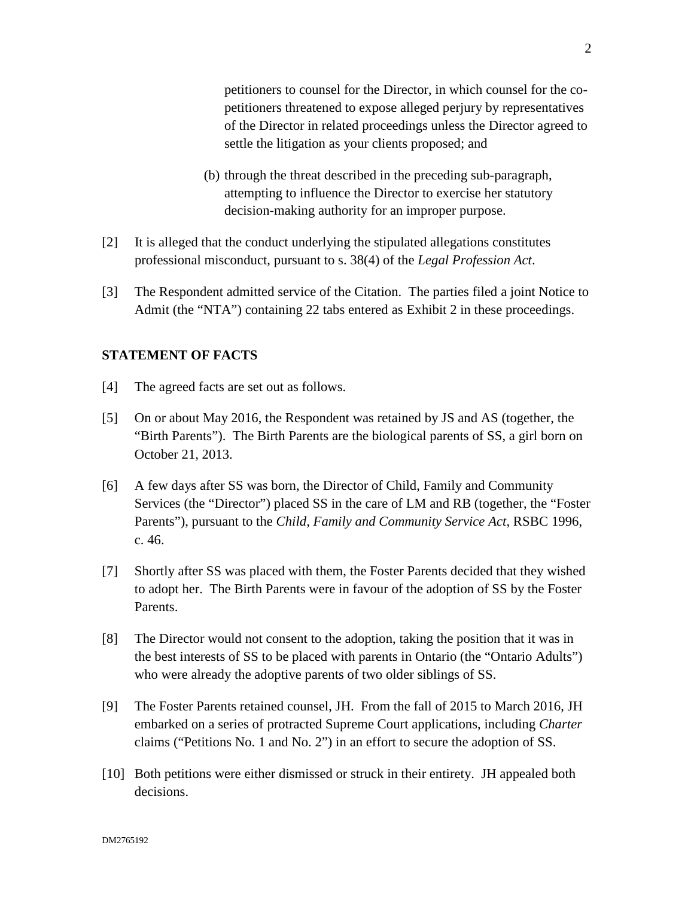petitioners to counsel for the Director, in which counsel for the co-petitioners threatened to expose alleged perjury by representatives of the Director in related proceedings unless the Director agreed to settle the litigation as your clients proposed; and

(b) through the threat described in the preceding sub-paragraph, attempting to influence the Director to exercise her statutory decision-making authority for an improper purpose.

[2] It is alleged that the conduct underlying the stipulated allegations constitutes professional misconduct, pursuant to s. 38(4) of the *Legal Profession Act*.

[3] The Respondent admitted service of the Citation. The parties filed a joint Notice to Admit (the "NTA") containing 22 tabs entered as Exhibit 2 in these proceedings.

## STATEMENT OF FACTS

[4] The agreed facts are set out as follows.

[5] On or about May 2016, the Respondent was retained by JS and AS (together, the "Birth Parents"). The Birth Parents are the biological parents of SS, a girl born on October 21, 2013.

[6] A few days after SS was born, the Director of Child, Family and Community Services (the "Director") placed SS in the care of LM and RB (together, the "Foster Parents"), pursuant to the *Child, Family and Community Service Act*, RSBC 1996, c. 46.

[7] Shortly after SS was placed with them, the Foster Parents decided that they wished to adopt her. The Birth Parents were in favour of the adoption of SS by the Foster Parents.

[8] The Director would not consent to the adoption, taking the position that it was in the best interests of SS to be placed with parents in Ontario (the "Ontario Adults") who were already the adoptive parents of two older siblings of SS.

[9] The Foster Parents retained counsel, JH. From the fall of 2015 to March 2016, JH embarked on a series of protracted Supreme Court applications, including *Charter* claims ("Petitions No. 1 and No. 2") in an effort to secure the adoption of SS.

[10] Both petitions were either dismissed or struck in their entirety. JH appealed both decisions.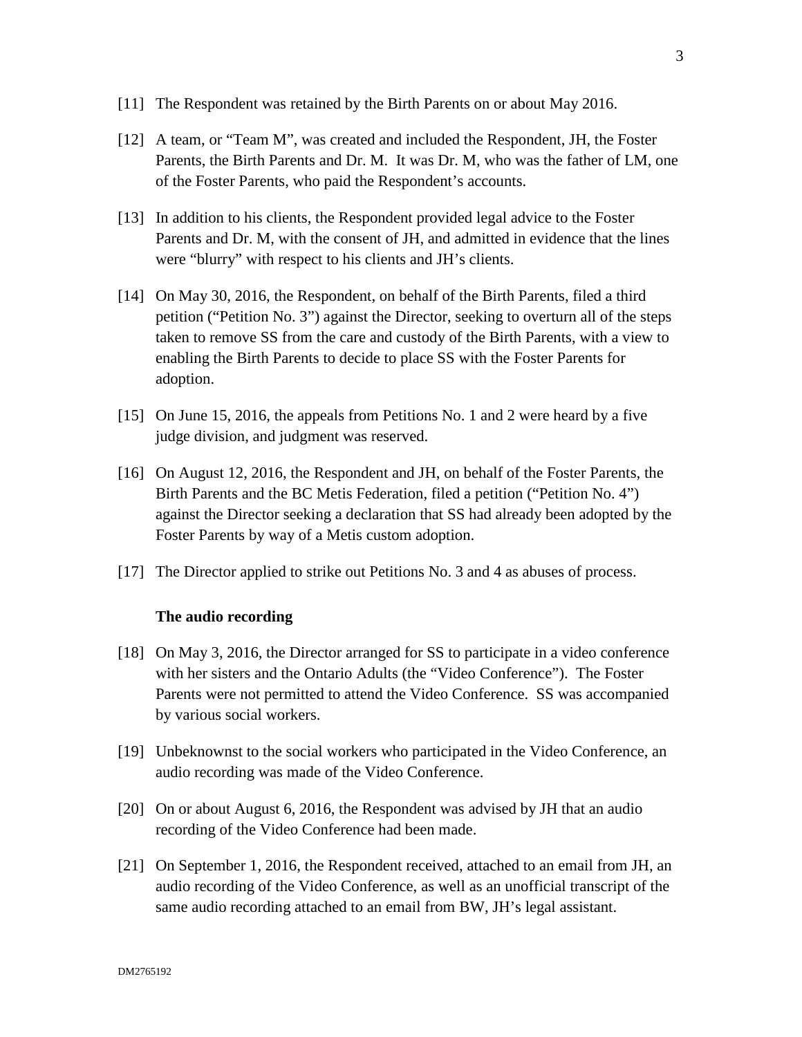[11] The Respondent was retained by the Birth Parents on or about May 2016.

[12] A team, or "Team M", was created and included the Respondent, JH, the Foster Parents, the Birth Parents and Dr. M. It was Dr. M, who was the father of LM, one of the Foster Parents, who paid the Respondent's accounts.

[13] In addition to his clients, the Respondent provided legal advice to the Foster Parents and Dr. M, with the consent of JH, and admitted in evidence that the lines were "blurry" with respect to his clients and JH's clients.

[14] On May 30, 2016, the Respondent, on behalf of the Birth Parents, filed a third petition ("Petition No. 3") against the Director, seeking to overturn all of the steps taken to remove SS from the care and custody of the Birth Parents, with a view to enabling the Birth Parents to decide to place SS with the Foster Parents for adoption.

[15] On June 15, 2016, the appeals from Petitions No. 1 and 2 were heard by a five judge division, and judgment was reserved.

[16] On August 12, 2016, the Respondent and JH, on behalf of the Foster Parents, the Birth Parents and the BC Metis Federation, filed a petition ("Petition No. 4") against the Director seeking a declaration that SS had already been adopted by the Foster Parents by way of a Metis custom adoption.

[17] The Director applied to strike out Petitions No. 3 and 4 as abuses of process.

**The audio recording**

[18] On May 3, 2016, the Director arranged for SS to participate in a video conference with her sisters and the Ontario Adults (the "Video Conference"). The Foster Parents were not permitted to attend the Video Conference. SS was accompanied by various social workers.

[19] Unbeknownst to the social workers who participated in the Video Conference, an audio recording was made of the Video Conference.

[20] On or about August 6, 2016, the Respondent was advised by JH that an audio recording of the Video Conference had been made.

[21] On September 1, 2016, the Respondent received, attached to an email from JH, an audio recording of the Video Conference, as well as an unofficial transcript of the same audio recording attached to an email from BW, JH's legal assistant.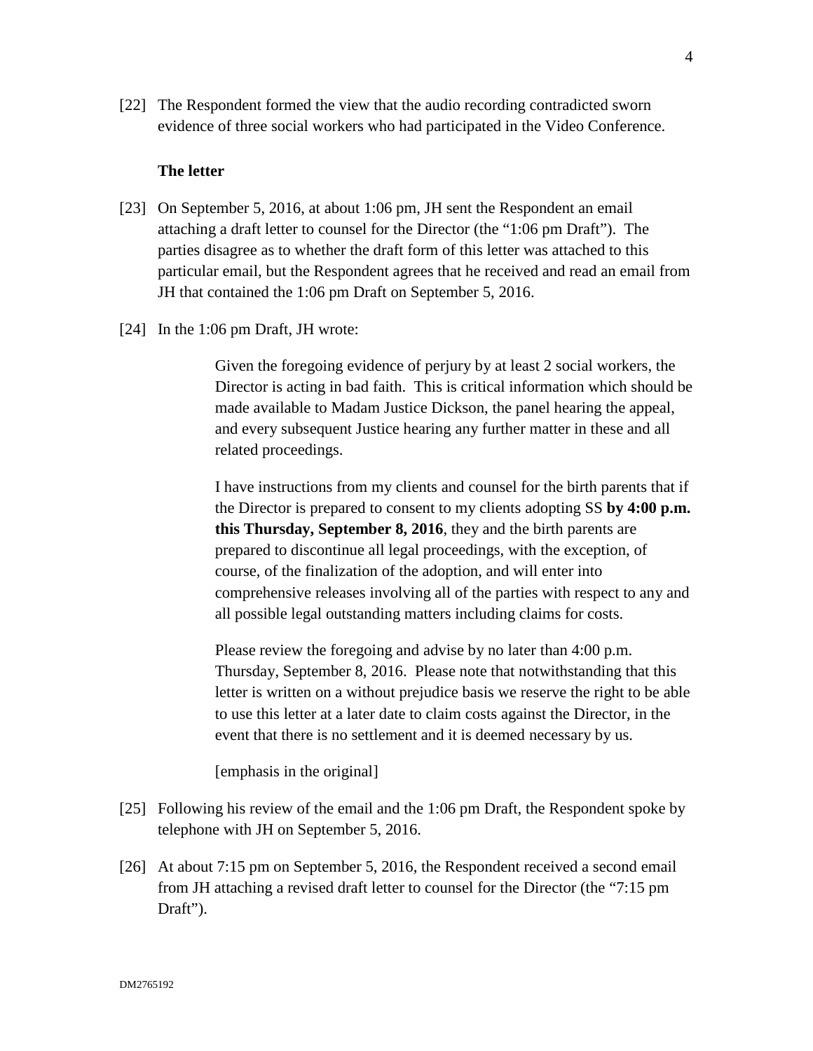[22] The Respondent formed the view that the audio recording contradicted sworn evidence of three social workers who had participated in the Video Conference.

**The letter**

[23] On September 5, 2016, at about 1:06 pm, JH sent the Respondent an email attaching a draft letter to counsel for the Director (the "1:06 pm Draft"). The parties disagree as to whether the draft form of this letter was attached to this particular email, but the Respondent agrees that he received and read an email from JH that contained the 1:06 pm Draft on September 5, 2016.

[24] In the 1:06 pm Draft, JH wrote:

> Given the foregoing evidence of perjury by at least 2 social workers, the Director is acting in bad faith. This is critical information which should be made available to Madam Justice Dickson, the panel hearing the appeal, and every subsequent Justice hearing any further matter in these and all related proceedings.
>
> I have instructions from my clients and counsel for the birth parents that if the Director is prepared to consent to my clients adopting SS **by 4:00 p.m. this Thursday, September 8, 2016**, they and the birth parents are prepared to discontinue all legal proceedings, with the exception, of course, of the finalization of the adoption, and will enter into comprehensive releases involving all of the parties with respect to any and all possible legal outstanding matters including claims for costs.
>
> Please review the foregoing and advise by no later than 4:00 p.m. Thursday, September 8, 2016. Please note that notwithstanding that this letter is written on a without prejudice basis we reserve the right to be able to use this letter at a later date to claim costs against the Director, in the event that there is no settlement and it is deemed necessary by us.
>
> [emphasis in the original]

[25] Following his review of the email and the 1:06 pm Draft, the Respondent spoke by telephone with JH on September 5, 2016.

[26] At about 7:15 pm on September 5, 2016, the Respondent received a second email from JH attaching a revised draft letter to counsel for the Director (the "7:15 pm Draft").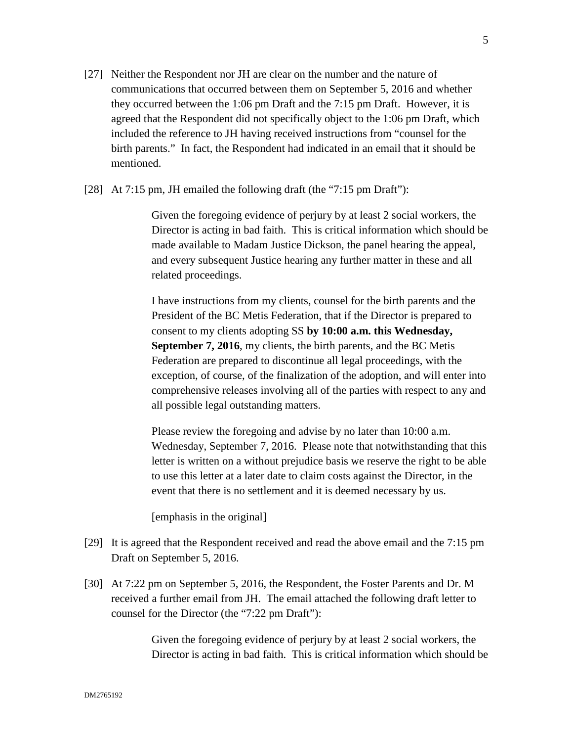[27] Neither the Respondent nor JH are clear on the number and the nature of communications that occurred between them on September 5, 2016 and whether they occurred between the 1:06 pm Draft and the 7:15 pm Draft. However, it is agreed that the Respondent did not specifically object to the 1:06 pm Draft, which included the reference to JH having received instructions from "counsel for the birth parents." In fact, the Respondent had indicated in an email that it should be mentioned.

[28] At 7:15 pm, JH emailed the following draft (the "7:15 pm Draft"):

> Given the foregoing evidence of perjury by at least 2 social workers, the Director is acting in bad faith. This is critical information which should be made available to Madam Justice Dickson, the panel hearing the appeal, and every subsequent Justice hearing any further matter in these and all related proceedings.
>
> I have instructions from my clients, counsel for the birth parents and the President of the BC Metis Federation, that if the Director is prepared to consent to my clients adopting SS **by 10:00 a.m. this Wednesday, September 7, 2016**, my clients, the birth parents, and the BC Metis Federation are prepared to discontinue all legal proceedings, with the exception, of course, of the finalization of the adoption, and will enter into comprehensive releases involving all of the parties with respect to any and all possible legal outstanding matters.
>
> Please review the foregoing and advise by no later than 10:00 a.m. Wednesday, September 7, 2016. Please note that notwithstanding that this letter is written on a without prejudice basis we reserve the right to be able to use this letter at a later date to claim costs against the Director, in the event that there is no settlement and it is deemed necessary by us.
>
> [emphasis in the original]

[29] It is agreed that the Respondent received and read the above email and the 7:15 pm Draft on September 5, 2016.

[30] At 7:22 pm on September 5, 2016, the Respondent, the Foster Parents and Dr. M received a further email from JH. The email attached the following draft letter to counsel for the Director (the "7:22 pm Draft"):

> Given the foregoing evidence of perjury by at least 2 social workers, the Director is acting in bad faith. This is critical information which should be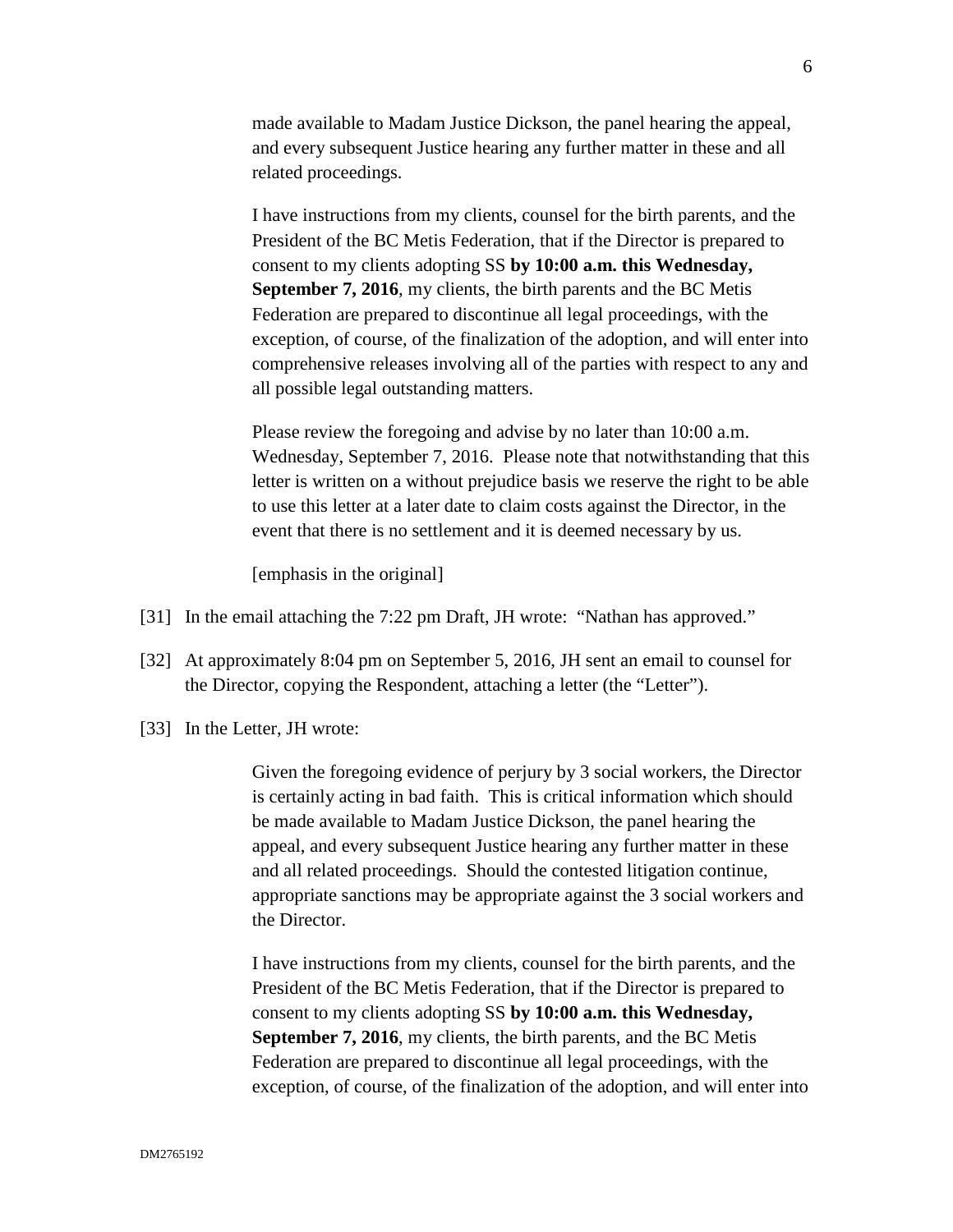> made available to Madam Justice Dickson, the panel hearing the appeal, and every subsequent Justice hearing any further matter in these and all related proceedings.
>
> I have instructions from my clients, counsel for the birth parents, and the President of the BC Metis Federation, that if the Director is prepared to consent to my clients adopting SS **by 10:00 a.m. this Wednesday, September 7, 2016**, my clients, the birth parents and the BC Metis Federation are prepared to discontinue all legal proceedings, with the exception, of course, of the finalization of the adoption, and will enter into comprehensive releases involving all of the parties with respect to any and all possible legal outstanding matters.
>
> Please review the foregoing and advise by no later than 10:00 a.m. Wednesday, September 7, 2016. Please note that notwithstanding that this letter is written on a without prejudice basis we reserve the right to be able to use this letter at a later date to claim costs against the Director, in the event that there is no settlement and it is deemed necessary by us.
>
> [emphasis in the original]

[31] In the email attaching the 7:22 pm Draft, JH wrote: "Nathan has approved."

[32] At approximately 8:04 pm on September 5, 2016, JH sent an email to counsel for the Director, copying the Respondent, attaching a letter (the "Letter").

[33] In the Letter, JH wrote:

> Given the foregoing evidence of perjury by 3 social workers, the Director is certainly acting in bad faith. This is critical information which should be made available to Madam Justice Dickson, the panel hearing the appeal, and every subsequent Justice hearing any further matter in these and all related proceedings. Should the contested litigation continue, appropriate sanctions may be appropriate against the 3 social workers and the Director.
>
> I have instructions from my clients, counsel for the birth parents, and the President of the BC Metis Federation, that if the Director is prepared to consent to my clients adopting SS **by 10:00 a.m. this Wednesday, September 7, 2016**, my clients, the birth parents, and the BC Metis Federation are prepared to discontinue all legal proceedings, with the exception, of course, of the finalization of the adoption, and will enter into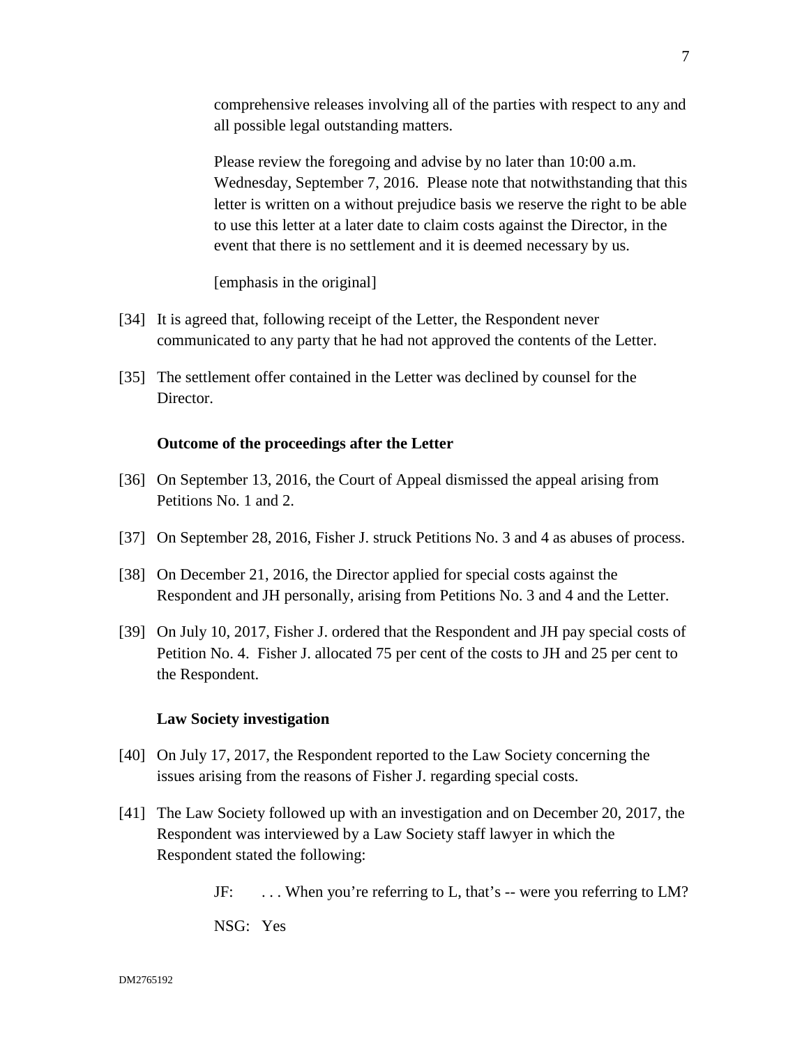> comprehensive releases involving all of the parties with respect to any and all possible legal outstanding matters.
>
> Please review the foregoing and advise by no later than 10:00 a.m. Wednesday, September 7, 2016. Please note that notwithstanding that this letter is written on a without prejudice basis we reserve the right to be able to use this letter at a later date to claim costs against the Director, in the event that there is no settlement and it is deemed necessary by us.
>
> [emphasis in the original]

[34] It is agreed that, following receipt of the Letter, the Respondent never communicated to any party that he had not approved the contents of the Letter.

[35] The settlement offer contained in the Letter was declined by counsel for the Director.

### Outcome of the proceedings after the Letter

[36] On September 13, 2016, the Court of Appeal dismissed the appeal arising from Petitions No. 1 and 2.

[37] On September 28, 2016, Fisher J. struck Petitions No. 3 and 4 as abuses of process.

[38] On December 21, 2016, the Director applied for special costs against the Respondent and JH personally, arising from Petitions No. 3 and 4 and the Letter.

[39] On July 10, 2017, Fisher J. ordered that the Respondent and JH pay special costs of Petition No. 4. Fisher J. allocated 75 per cent of the costs to JH and 25 per cent to the Respondent.

### Law Society investigation

[40] On July 17, 2017, the Respondent reported to the Law Society concerning the issues arising from the reasons of Fisher J. regarding special costs.

[41] The Law Society followed up with an investigation and on December 20, 2017, the Respondent was interviewed by a Law Society staff lawyer in which the Respondent stated the following:

> JF: . . . When you're referring to L, that's -- were you referring to LM?
>
> NSG: Yes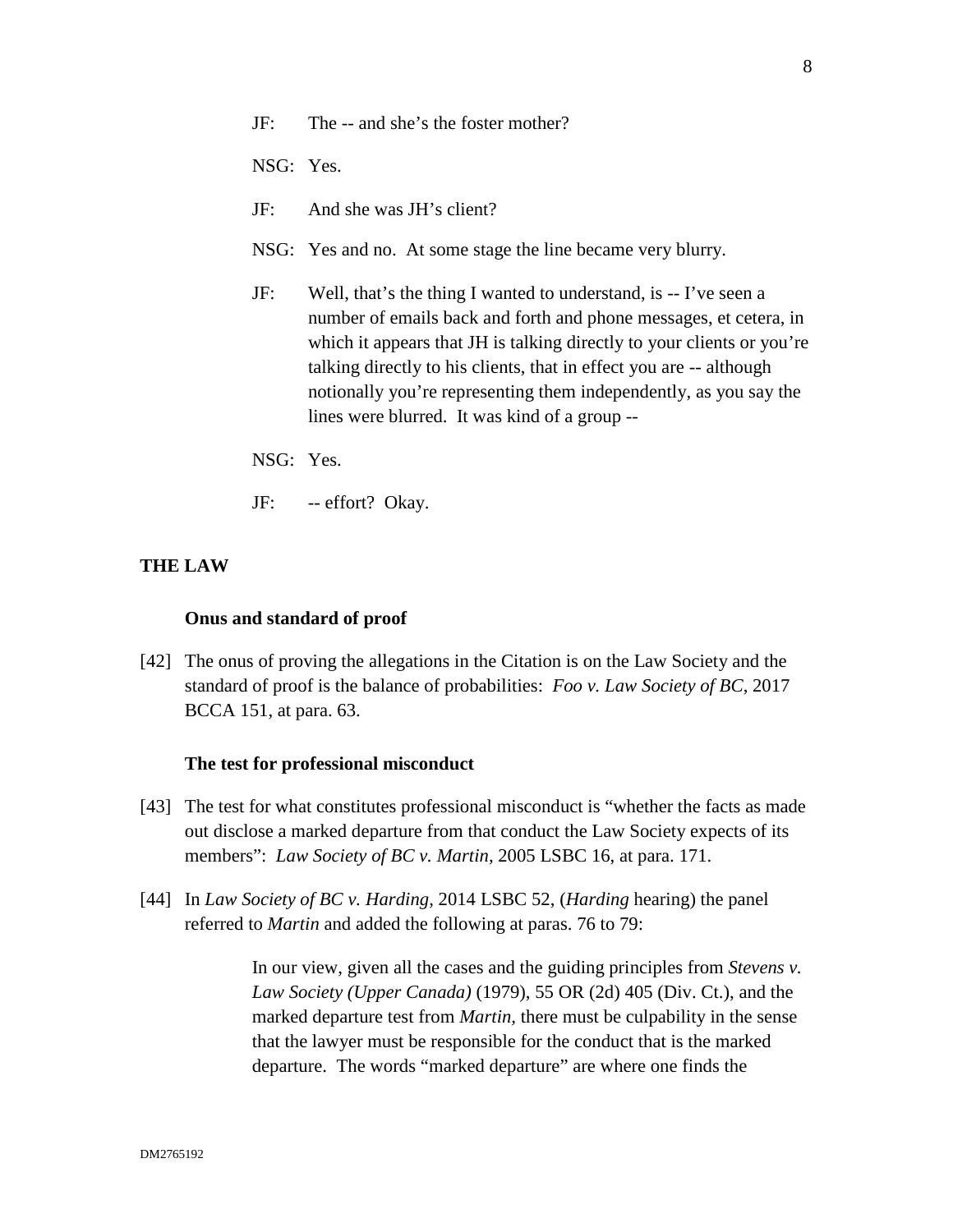JF: The -- and she's the foster mother?

NSG: Yes.

JF: And she was JH's client?

NSG: Yes and no. At some stage the line became very blurry.

JF: Well, that's the thing I wanted to understand, is -- I've seen a number of emails back and forth and phone messages, et cetera, in which it appears that JH is talking directly to your clients or you're talking directly to his clients, that in effect you are -- although notionally you're representing them independently, as you say the lines were blurred. It was kind of a group --

NSG: Yes.

JF: -- effort? Okay.

## THE LAW

### Onus and standard of proof

[42] The onus of proving the allegations in the Citation is on the Law Society and the standard of proof is the balance of probabilities: *Foo v. Law Society of BC*, 2017 BCCA 151, at para. 63.

### The test for professional misconduct

[43] The test for what constitutes professional misconduct is "whether the facts as made out disclose a marked departure from that conduct the Law Society expects of its members": *Law Society of BC v. Martin,* 2005 LSBC 16, at para. 171.

[44] In *Law Society of BC v. Harding,* 2014 LSBC 52, (*Harding* hearing) the panel referred to *Martin* and added the following at paras. 76 to 79:

> In our view, given all the cases and the guiding principles from *Stevens v. Law Society (Upper Canada)* (1979), 55 OR (2d) 405 (Div. Ct.), and the marked departure test from *Martin,* there must be culpability in the sense that the lawyer must be responsible for the conduct that is the marked departure. The words "marked departure" are where one finds the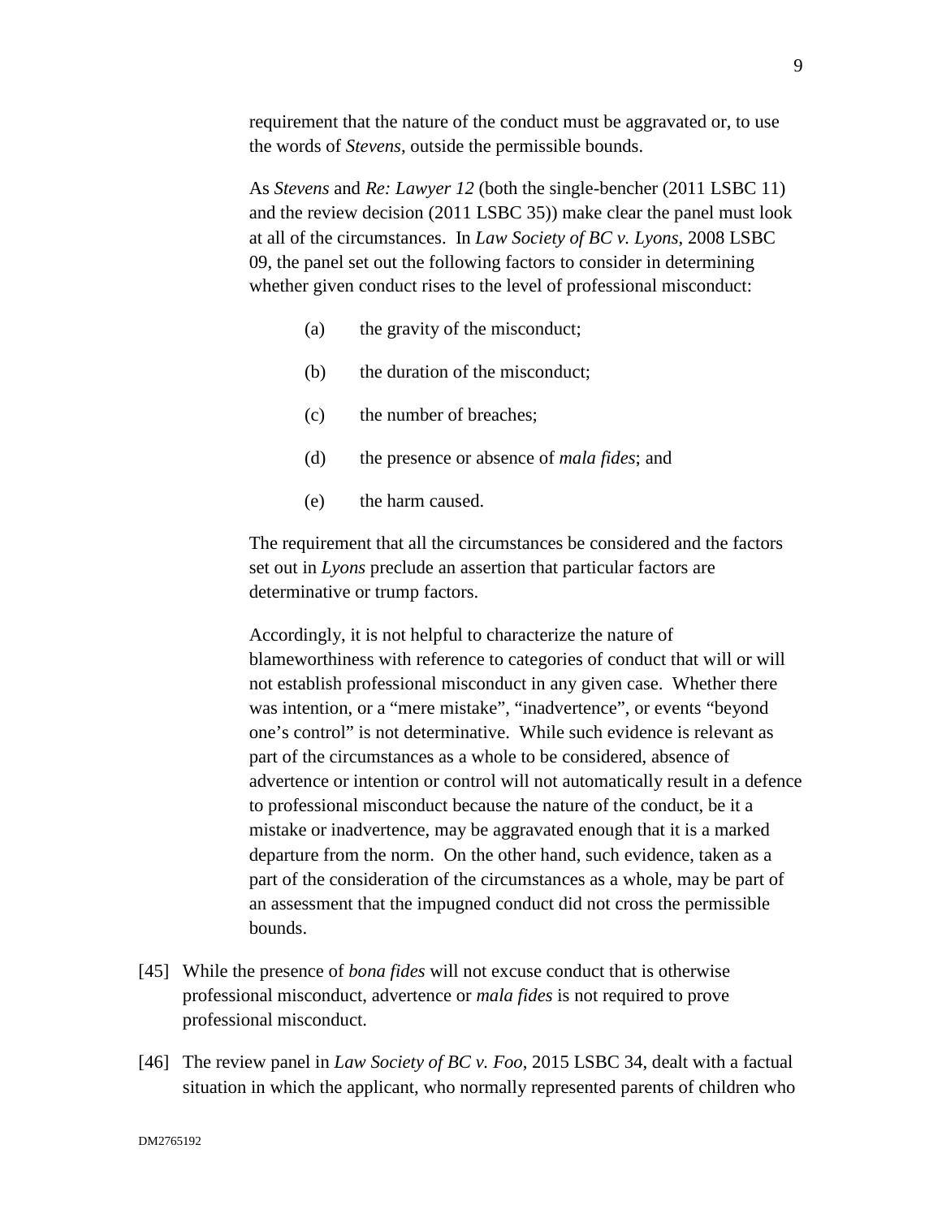> requirement that the nature of the conduct must be aggravated or, to use the words of *Stevens*, outside the permissible bounds.
>
> As *Stevens* and *Re: Lawyer 12* (both the single-bencher (2011 LSBC 11) and the review decision (2011 LSBC 35)) make clear the panel must look at all of the circumstances. In *Law Society of BC v. Lyons*, 2008 LSBC 09, the panel set out the following factors to consider in determining whether given conduct rises to the level of professional misconduct:
>
> (a) the gravity of the misconduct;
>
> (b) the duration of the misconduct;
>
> (c) the number of breaches;
>
> (d) the presence or absence of *mala fides*; and
>
> (e) the harm caused.
>
> The requirement that all the circumstances be considered and the factors set out in *Lyons* preclude an assertion that particular factors are determinative or trump factors.
>
> Accordingly, it is not helpful to characterize the nature of blameworthiness with reference to categories of conduct that will or will not establish professional misconduct in any given case. Whether there was intention, or a "mere mistake", "inadvertence", or events "beyond one's control" is not determinative. While such evidence is relevant as part of the circumstances as a whole to be considered, absence of advertence or intention or control will not automatically result in a defence to professional misconduct because the nature of the conduct, be it a mistake or inadvertence, may be aggravated enough that it is a marked departure from the norm. On the other hand, such evidence, taken as a part of the consideration of the circumstances as a whole, may be part of an assessment that the impugned conduct did not cross the permissible bounds.

[45] While the presence of *bona fides* will not excuse conduct that is otherwise professional misconduct, advertence or *mala fides* is not required to prove professional misconduct.

[46] The review panel in *Law Society of BC v. Foo*, 2015 LSBC 34, dealt with a factual situation in which the applicant, who normally represented parents of children who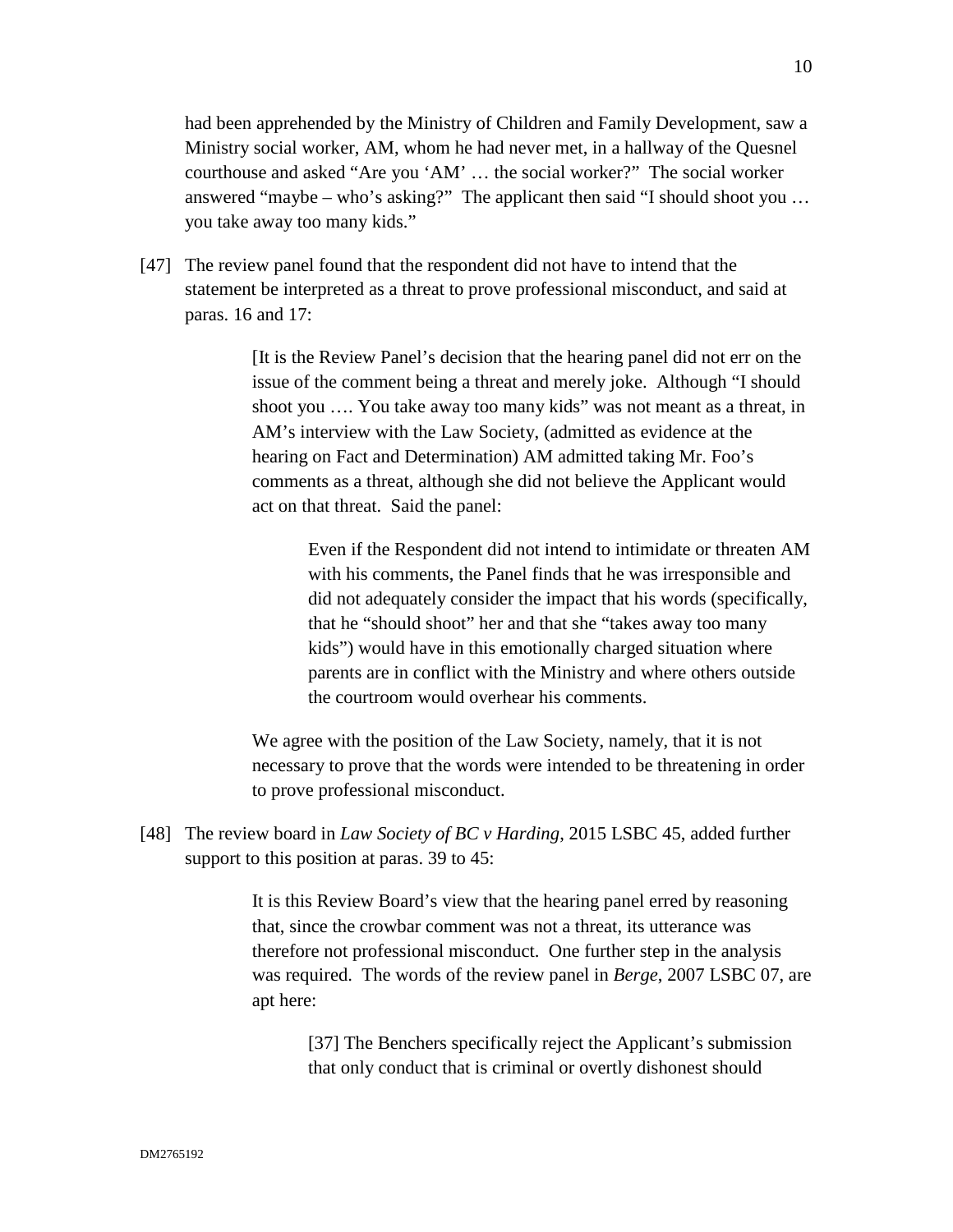had been apprehended by the Ministry of Children and Family Development, saw a Ministry social worker, AM, whom he had never met, in a hallway of the Quesnel courthouse and asked "Are you 'AM' … the social worker?" The social worker answered "maybe – who's asking?" The applicant then said "I should shoot you … you take away too many kids."

[47] The review panel found that the respondent did not have to intend that the statement be interpreted as a threat to prove professional misconduct, and said at paras. 16 and 17:

> [It is the Review Panel's decision that the hearing panel did not err on the issue of the comment being a threat and merely joke. Although "I should shoot you …. You take away too many kids" was not meant as a threat, in AM's interview with the Law Society, (admitted as evidence at the hearing on Fact and Determination) AM admitted taking Mr. Foo's comments as a threat, although she did not believe the Applicant would act on that threat. Said the panel:
>
> > Even if the Respondent did not intend to intimidate or threaten AM with his comments, the Panel finds that he was irresponsible and did not adequately consider the impact that his words (specifically, that he "should shoot" her and that she "takes away too many kids") would have in this emotionally charged situation where parents are in conflict with the Ministry and where others outside the courtroom would overhear his comments.
>
> We agree with the position of the Law Society, namely, that it is not necessary to prove that the words were intended to be threatening in order to prove professional misconduct.

[48] The review board in *Law Society of BC v Harding*, 2015 LSBC 45, added further support to this position at paras. 39 to 45:

> It is this Review Board's view that the hearing panel erred by reasoning that, since the crowbar comment was not a threat, its utterance was therefore not professional misconduct. One further step in the analysis was required. The words of the review panel in *Berge*, 2007 LSBC 07, are apt here:
>
> > [37] The Benchers specifically reject the Applicant's submission that only conduct that is criminal or overtly dishonest should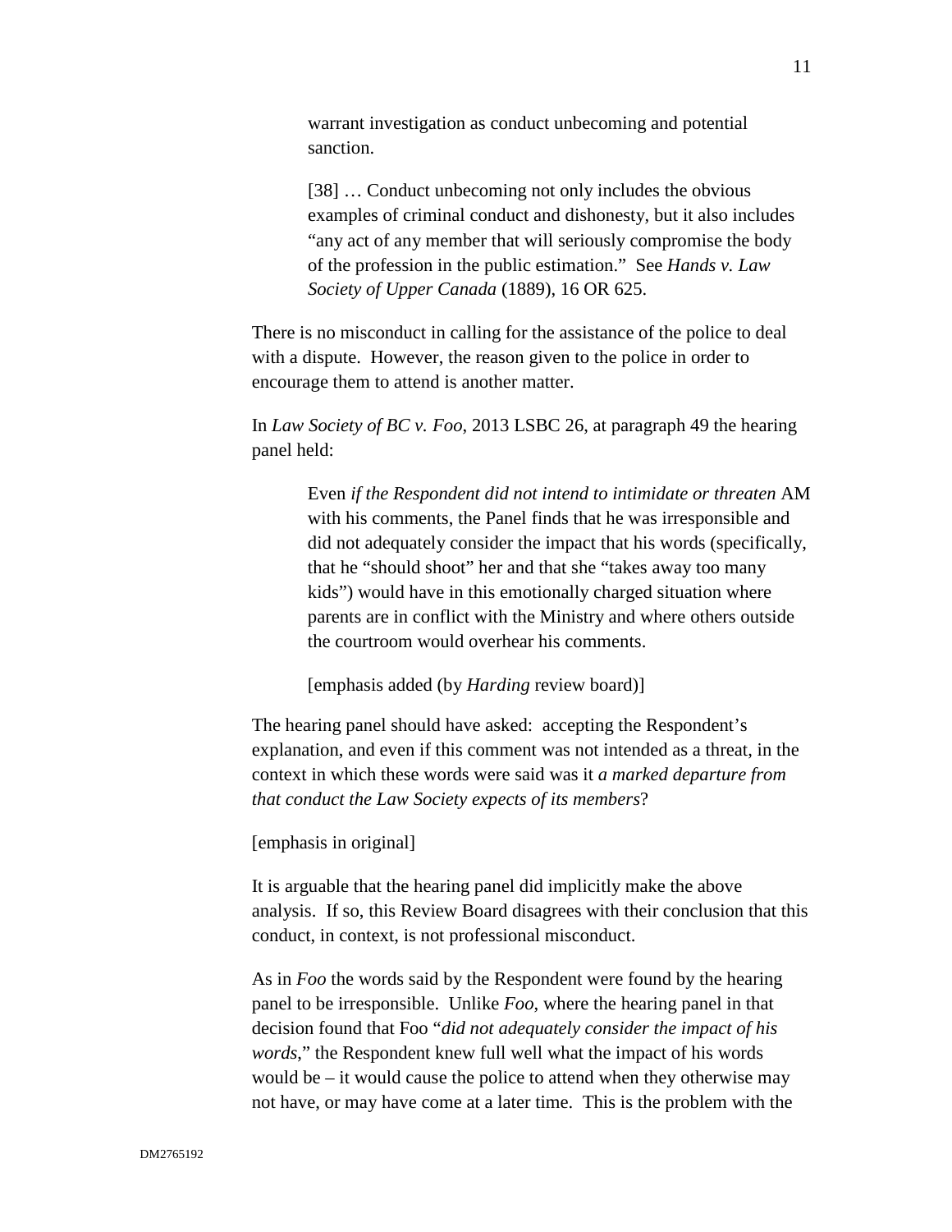> warrant investigation as conduct unbecoming and potential sanction.
>
> [38] … Conduct unbecoming not only includes the obvious examples of criminal conduct and dishonesty, but it also includes "any act of any member that will seriously compromise the body of the profession in the public estimation." See *Hands v. Law Society of Upper Canada* (1889), 16 OR 625.

There is no misconduct in calling for the assistance of the police to deal with a dispute. However, the reason given to the police in order to encourage them to attend is another matter.

In *Law Society of BC v. Foo*, 2013 LSBC 26, at paragraph 49 the hearing panel held:

> Even *if the Respondent did not intend to intimidate or threaten* AM with his comments, the Panel finds that he was irresponsible and did not adequately consider the impact that his words (specifically, that he "should shoot" her and that she "takes away too many kids") would have in this emotionally charged situation where parents are in conflict with the Ministry and where others outside the courtroom would overhear his comments.
>
> [emphasis added (by *Harding* review board)]

The hearing panel should have asked: accepting the Respondent's explanation, and even if this comment was not intended as a threat, in the context in which these words were said was it *a marked departure from that conduct the Law Society expects of its members*?

[emphasis in original]

It is arguable that the hearing panel did implicitly make the above analysis. If so, this Review Board disagrees with their conclusion that this conduct, in context, is not professional misconduct.

As in *Foo* the words said by the Respondent were found by the hearing panel to be irresponsible. Unlike *Foo*, where the hearing panel in that decision found that Foo "*did not adequately consider the impact of his words*," the Respondent knew full well what the impact of his words would be – it would cause the police to attend when they otherwise may not have, or may have come at a later time. This is the problem with the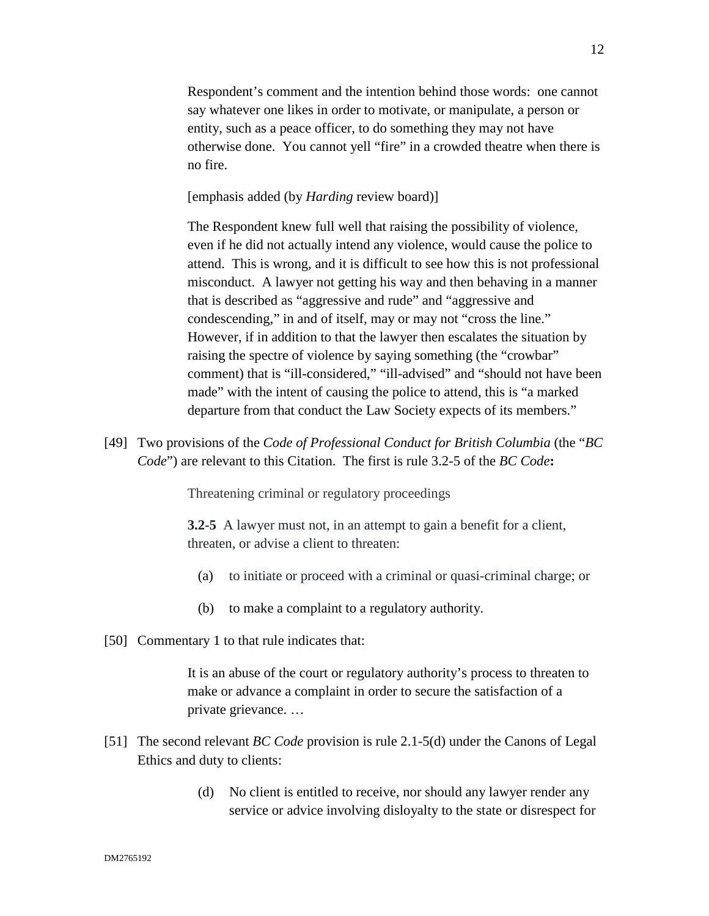> Respondent's comment and the intention behind those words: one cannot say whatever one likes in order to motivate, or manipulate, a person or entity, such as a peace officer, to do something they may not have otherwise done. You cannot yell "fire" in a crowded theatre when there is no fire.
>
> [emphasis added (by *Harding* review board)]
>
> The Respondent knew full well that raising the possibility of violence, even if he did not actually intend any violence, would cause the police to attend. This is wrong, and it is difficult to see how this is not professional misconduct. A lawyer not getting his way and then behaving in a manner that is described as "aggressive and rude" and "aggressive and condescending," in and of itself, may or may not "cross the line." However, if in addition to that the lawyer then escalates the situation by raising the spectre of violence by saying something (the "crowbar" comment) that is "ill-considered," "ill-advised" and "should not have been made" with the intent of causing the police to attend, this is "a marked departure from that conduct the Law Society expects of its members."

[49] Two provisions of the *Code of Professional Conduct for British Columbia* (the "*BC Code*") are relevant to this Citation. The first is rule 3.2-5 of the *BC Code***:**

> Threatening criminal or regulatory proceedings
>
> **3.2-5** A lawyer must not, in an attempt to gain a benefit for a client, threaten, or advise a client to threaten:
>
> (a) to initiate or proceed with a criminal or quasi-criminal charge; or
>
> (b) to make a complaint to a regulatory authority.

[50] Commentary 1 to that rule indicates that:

> It is an abuse of the court or regulatory authority's process to threaten to make or advance a complaint in order to secure the satisfaction of a private grievance. …

[51] The second relevant *BC Code* provision is rule 2.1-5(d) under the Canons of Legal Ethics and duty to clients:

> (d) No client is entitled to receive, nor should any lawyer render any service or advice involving disloyalty to the state or disrespect for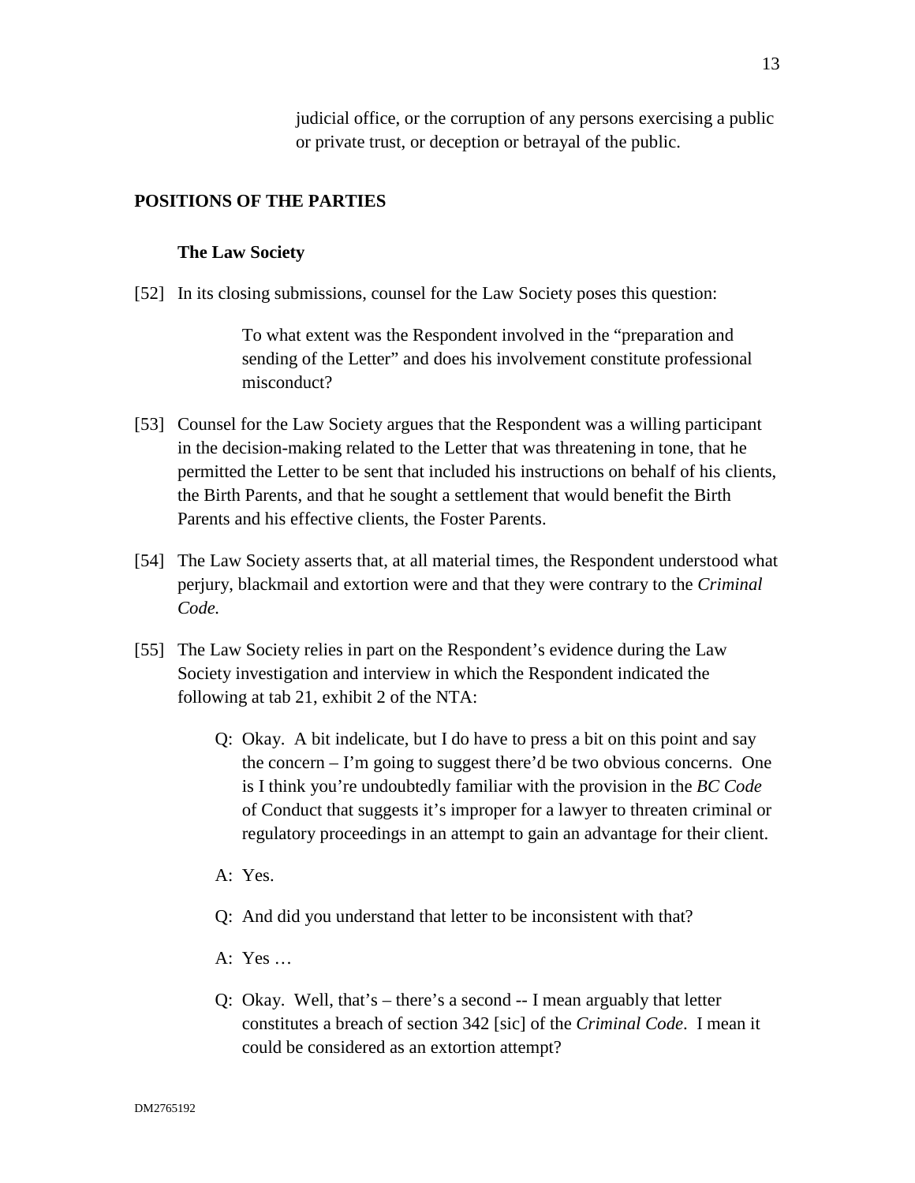> judicial office, or the corruption of any persons exercising a public or private trust, or deception or betrayal of the public.

## POSITIONS OF THE PARTIES

### The Law Society

[52] In its closing submissions, counsel for the Law Society poses this question:

> To what extent was the Respondent involved in the "preparation and sending of the Letter" and does his involvement constitute professional misconduct?

[53] Counsel for the Law Society argues that the Respondent was a willing participant in the decision-making related to the Letter that was threatening in tone, that he permitted the Letter to be sent that included his instructions on behalf of his clients, the Birth Parents, and that he sought a settlement that would benefit the Birth Parents and his effective clients, the Foster Parents.

[54] The Law Society asserts that, at all material times, the Respondent understood what perjury, blackmail and extortion were and that they were contrary to the *Criminal Code.*

[55] The Law Society relies in part on the Respondent's evidence during the Law Society investigation and interview in which the Respondent indicated the following at tab 21, exhibit 2 of the NTA:

> Q: Okay. A bit indelicate, but I do have to press a bit on this point and say the concern – I'm going to suggest there'd be two obvious concerns. One is I think you're undoubtedly familiar with the provision in the *BC Code* of Conduct that suggests it's improper for a lawyer to threaten criminal or regulatory proceedings in an attempt to gain an advantage for their client.
>
> A: Yes.
>
> Q: And did you understand that letter to be inconsistent with that?
>
> A: Yes …
>
> Q: Okay. Well, that's – there's a second -- I mean arguably that letter constitutes a breach of section 342 [sic] of the *Criminal Code*. I mean it could be considered as an extortion attempt?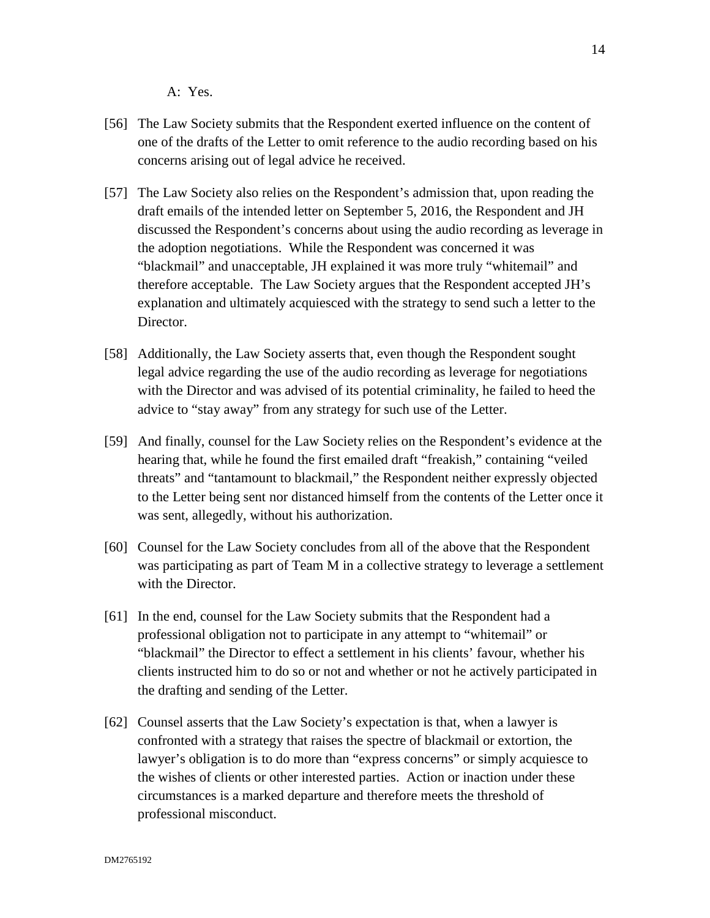A: Yes.

[56] The Law Society submits that the Respondent exerted influence on the content of one of the drafts of the Letter to omit reference to the audio recording based on his concerns arising out of legal advice he received.

[57] The Law Society also relies on the Respondent's admission that, upon reading the draft emails of the intended letter on September 5, 2016, the Respondent and JH discussed the Respondent's concerns about using the audio recording as leverage in the adoption negotiations. While the Respondent was concerned it was "blackmail" and unacceptable, JH explained it was more truly "whitemail" and therefore acceptable. The Law Society argues that the Respondent accepted JH's explanation and ultimately acquiesced with the strategy to send such a letter to the Director.

[58] Additionally, the Law Society asserts that, even though the Respondent sought legal advice regarding the use of the audio recording as leverage for negotiations with the Director and was advised of its potential criminality, he failed to heed the advice to "stay away" from any strategy for such use of the Letter.

[59] And finally, counsel for the Law Society relies on the Respondent's evidence at the hearing that, while he found the first emailed draft "freakish," containing "veiled threats" and "tantamount to blackmail," the Respondent neither expressly objected to the Letter being sent nor distanced himself from the contents of the Letter once it was sent, allegedly, without his authorization.

[60] Counsel for the Law Society concludes from all of the above that the Respondent was participating as part of Team M in a collective strategy to leverage a settlement with the Director.

[61] In the end, counsel for the Law Society submits that the Respondent had a professional obligation not to participate in any attempt to "whitemail" or "blackmail" the Director to effect a settlement in his clients' favour, whether his clients instructed him to do so or not and whether or not he actively participated in the drafting and sending of the Letter.

[62] Counsel asserts that the Law Society's expectation is that, when a lawyer is confronted with a strategy that raises the spectre of blackmail or extortion, the lawyer's obligation is to do more than "express concerns" or simply acquiesce to the wishes of clients or other interested parties. Action or inaction under these circumstances is a marked departure and therefore meets the threshold of professional misconduct.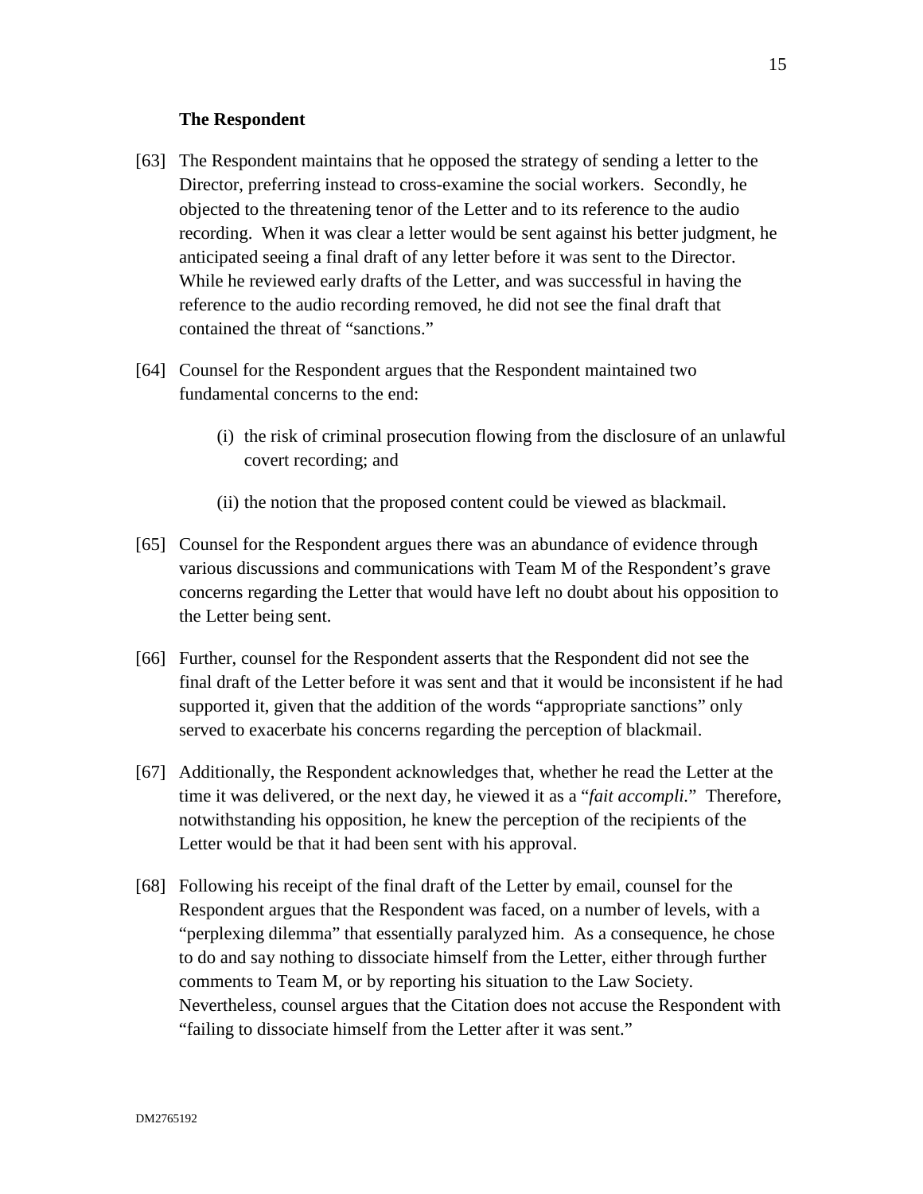**The Respondent**

[63] The Respondent maintains that he opposed the strategy of sending a letter to the Director, preferring instead to cross-examine the social workers. Secondly, he objected to the threatening tenor of the Letter and to its reference to the audio recording. When it was clear a letter would be sent against his better judgment, he anticipated seeing a final draft of any letter before it was sent to the Director. While he reviewed early drafts of the Letter, and was successful in having the reference to the audio recording removed, he did not see the final draft that contained the threat of "sanctions."

[64] Counsel for the Respondent argues that the Respondent maintained two fundamental concerns to the end:

(i) the risk of criminal prosecution flowing from the disclosure of an unlawful covert recording; and

(ii) the notion that the proposed content could be viewed as blackmail.

[65] Counsel for the Respondent argues there was an abundance of evidence through various discussions and communications with Team M of the Respondent's grave concerns regarding the Letter that would have left no doubt about his opposition to the Letter being sent.

[66] Further, counsel for the Respondent asserts that the Respondent did not see the final draft of the Letter before it was sent and that it would be inconsistent if he had supported it, given that the addition of the words "appropriate sanctions" only served to exacerbate his concerns regarding the perception of blackmail.

[67] Additionally, the Respondent acknowledges that, whether he read the Letter at the time it was delivered, or the next day, he viewed it as a "*fait accompli*." Therefore, notwithstanding his opposition, he knew the perception of the recipients of the Letter would be that it had been sent with his approval.

[68] Following his receipt of the final draft of the Letter by email, counsel for the Respondent argues that the Respondent was faced, on a number of levels, with a "perplexing dilemma" that essentially paralyzed him. As a consequence, he chose to do and say nothing to dissociate himself from the Letter, either through further comments to Team M, or by reporting his situation to the Law Society. Nevertheless, counsel argues that the Citation does not accuse the Respondent with "failing to dissociate himself from the Letter after it was sent."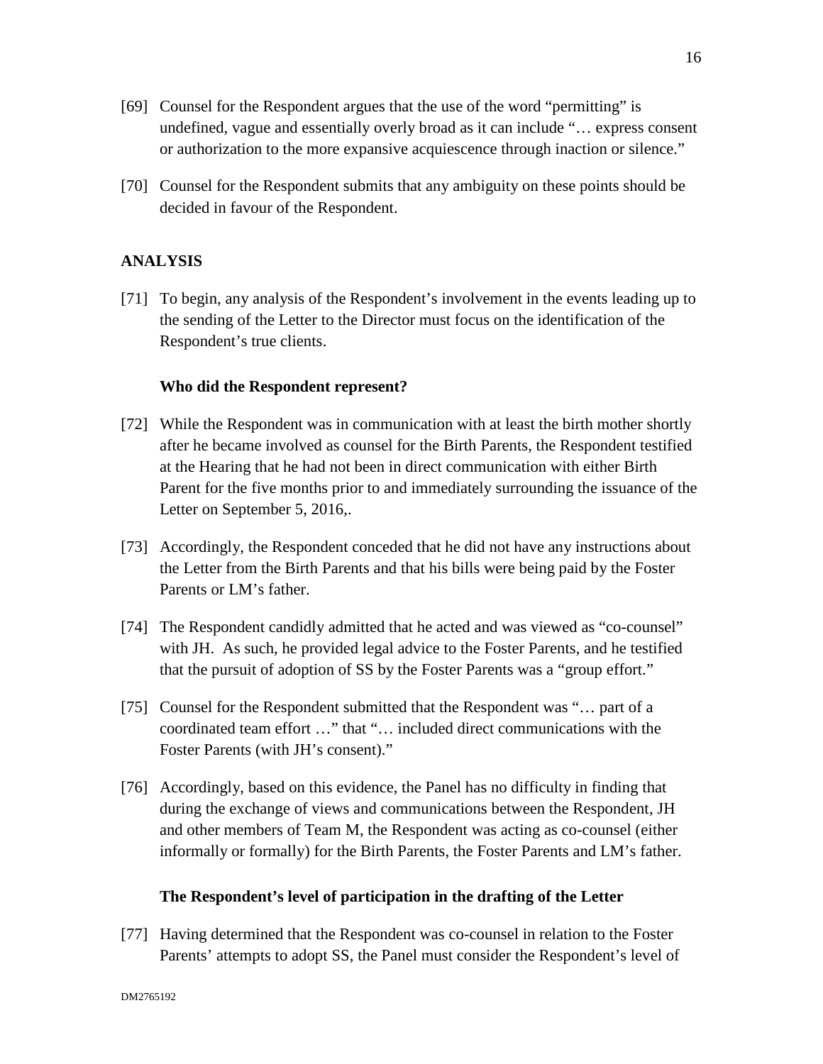[69] Counsel for the Respondent argues that the use of the word "permitting" is undefined, vague and essentially overly broad as it can include "… express consent or authorization to the more expansive acquiescence through inaction or silence."

[70] Counsel for the Respondent submits that any ambiguity on these points should be decided in favour of the Respondent.

## ANALYSIS

[71] To begin, any analysis of the Respondent's involvement in the events leading up to the sending of the Letter to the Director must focus on the identification of the Respondent's true clients.

### Who did the Respondent represent?

[72] While the Respondent was in communication with at least the birth mother shortly after he became involved as counsel for the Birth Parents, the Respondent testified at the Hearing that he had not been in direct communication with either Birth Parent for the five months prior to and immediately surrounding the issuance of the Letter on September 5, 2016,.

[73] Accordingly, the Respondent conceded that he did not have any instructions about the Letter from the Birth Parents and that his bills were being paid by the Foster Parents or LM's father.

[74] The Respondent candidly admitted that he acted and was viewed as "co-counsel" with JH. As such, he provided legal advice to the Foster Parents, and he testified that the pursuit of adoption of SS by the Foster Parents was a "group effort."

[75] Counsel for the Respondent submitted that the Respondent was "… part of a coordinated team effort …" that "… included direct communications with the Foster Parents (with JH's consent)."

[76] Accordingly, based on this evidence, the Panel has no difficulty in finding that during the exchange of views and communications between the Respondent, JH and other members of Team M, the Respondent was acting as co-counsel (either informally or formally) for the Birth Parents, the Foster Parents and LM's father.

### The Respondent's level of participation in the drafting of the Letter

[77] Having determined that the Respondent was co-counsel in relation to the Foster Parents' attempts to adopt SS, the Panel must consider the Respondent's level of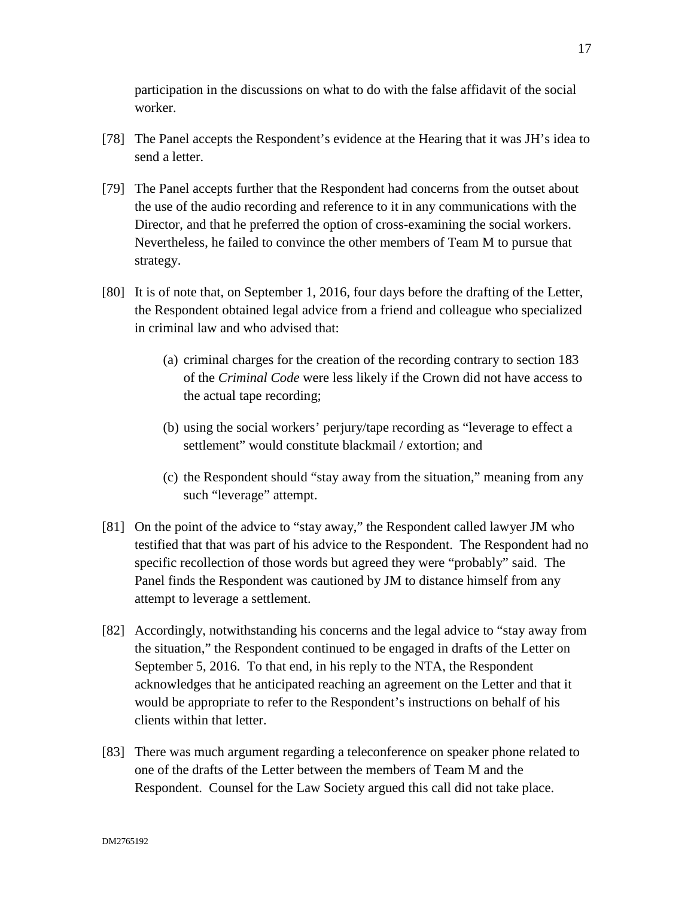participation in the discussions on what to do with the false affidavit of the social worker.

[78] The Panel accepts the Respondent's evidence at the Hearing that it was JH's idea to send a letter.

[79] The Panel accepts further that the Respondent had concerns from the outset about the use of the audio recording and reference to it in any communications with the Director, and that he preferred the option of cross-examining the social workers. Nevertheless, he failed to convince the other members of Team M to pursue that strategy.

[80] It is of note that, on September 1, 2016, four days before the drafting of the Letter, the Respondent obtained legal advice from a friend and colleague who specialized in criminal law and who advised that:

(a) criminal charges for the creation of the recording contrary to section 183 of the *Criminal Code* were less likely if the Crown did not have access to the actual tape recording;

(b) using the social workers' perjury/tape recording as "leverage to effect a settlement" would constitute blackmail / extortion; and

(c) the Respondent should "stay away from the situation," meaning from any such "leverage" attempt.

[81] On the point of the advice to "stay away," the Respondent called lawyer JM who testified that that was part of his advice to the Respondent. The Respondent had no specific recollection of those words but agreed they were "probably" said. The Panel finds the Respondent was cautioned by JM to distance himself from any attempt to leverage a settlement.

[82] Accordingly, notwithstanding his concerns and the legal advice to "stay away from the situation," the Respondent continued to be engaged in drafts of the Letter on September 5, 2016. To that end, in his reply to the NTA, the Respondent acknowledges that he anticipated reaching an agreement on the Letter and that it would be appropriate to refer to the Respondent's instructions on behalf of his clients within that letter.

[83] There was much argument regarding a teleconference on speaker phone related to one of the drafts of the Letter between the members of Team M and the Respondent. Counsel for the Law Society argued this call did not take place.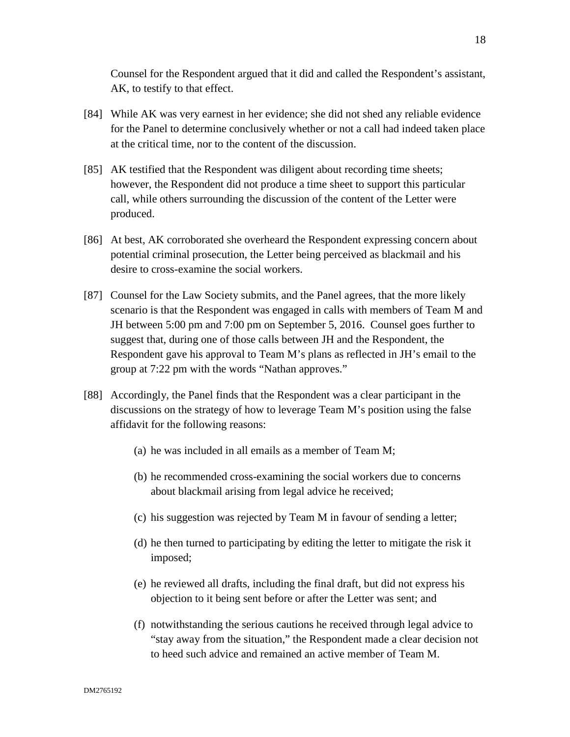Counsel for the Respondent argued that it did and called the Respondent's assistant, AK, to testify to that effect.

[84] While AK was very earnest in her evidence; she did not shed any reliable evidence for the Panel to determine conclusively whether or not a call had indeed taken place at the critical time, nor to the content of the discussion.

[85] AK testified that the Respondent was diligent about recording time sheets; however, the Respondent did not produce a time sheet to support this particular call, while others surrounding the discussion of the content of the Letter were produced.

[86] At best, AK corroborated she overheard the Respondent expressing concern about potential criminal prosecution, the Letter being perceived as blackmail and his desire to cross-examine the social workers.

[87] Counsel for the Law Society submits, and the Panel agrees, that the more likely scenario is that the Respondent was engaged in calls with members of Team M and JH between 5:00 pm and 7:00 pm on September 5, 2016. Counsel goes further to suggest that, during one of those calls between JH and the Respondent, the Respondent gave his approval to Team M's plans as reflected in JH's email to the group at 7:22 pm with the words "Nathan approves."

[88] Accordingly, the Panel finds that the Respondent was a clear participant in the discussions on the strategy of how to leverage Team M's position using the false affidavit for the following reasons:

(a) he was included in all emails as a member of Team M;

(b) he recommended cross-examining the social workers due to concerns about blackmail arising from legal advice he received;

(c) his suggestion was rejected by Team M in favour of sending a letter;

(d) he then turned to participating by editing the letter to mitigate the risk it imposed;

(e) he reviewed all drafts, including the final draft, but did not express his objection to it being sent before or after the Letter was sent; and

(f) notwithstanding the serious cautions he received through legal advice to "stay away from the situation," the Respondent made a clear decision not to heed such advice and remained an active member of Team M.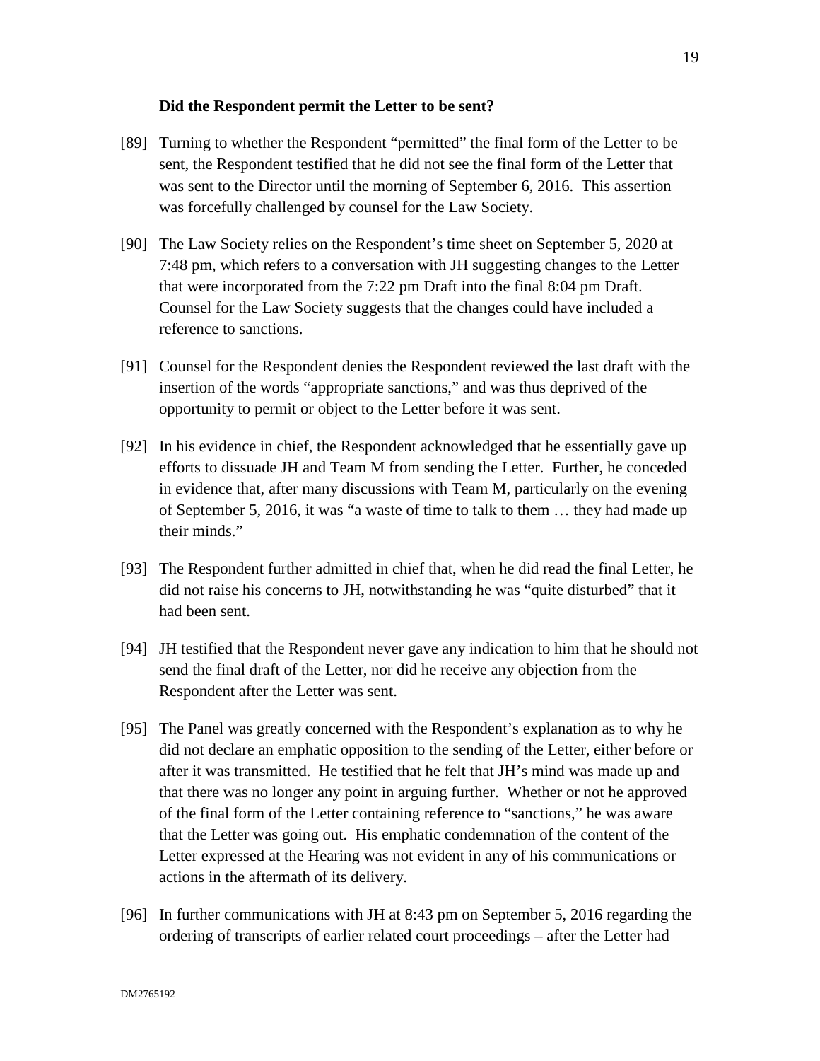**Did the Respondent permit the Letter to be sent?**

[89] Turning to whether the Respondent "permitted" the final form of the Letter to be sent, the Respondent testified that he did not see the final form of the Letter that was sent to the Director until the morning of September 6, 2016. This assertion was forcefully challenged by counsel for the Law Society.

[90] The Law Society relies on the Respondent's time sheet on September 5, 2020 at 7:48 pm, which refers to a conversation with JH suggesting changes to the Letter that were incorporated from the 7:22 pm Draft into the final 8:04 pm Draft. Counsel for the Law Society suggests that the changes could have included a reference to sanctions.

[91] Counsel for the Respondent denies the Respondent reviewed the last draft with the insertion of the words "appropriate sanctions," and was thus deprived of the opportunity to permit or object to the Letter before it was sent.

[92] In his evidence in chief, the Respondent acknowledged that he essentially gave up efforts to dissuade JH and Team M from sending the Letter. Further, he conceded in evidence that, after many discussions with Team M, particularly on the evening of September 5, 2016, it was "a waste of time to talk to them … they had made up their minds."

[93] The Respondent further admitted in chief that, when he did read the final Letter, he did not raise his concerns to JH, notwithstanding he was "quite disturbed" that it had been sent.

[94] JH testified that the Respondent never gave any indication to him that he should not send the final draft of the Letter, nor did he receive any objection from the Respondent after the Letter was sent.

[95] The Panel was greatly concerned with the Respondent's explanation as to why he did not declare an emphatic opposition to the sending of the Letter, either before or after it was transmitted. He testified that he felt that JH's mind was made up and that there was no longer any point in arguing further. Whether or not he approved of the final form of the Letter containing reference to "sanctions," he was aware that the Letter was going out. His emphatic condemnation of the content of the Letter expressed at the Hearing was not evident in any of his communications or actions in the aftermath of its delivery.

[96] In further communications with JH at 8:43 pm on September 5, 2016 regarding the ordering of transcripts of earlier related court proceedings – after the Letter had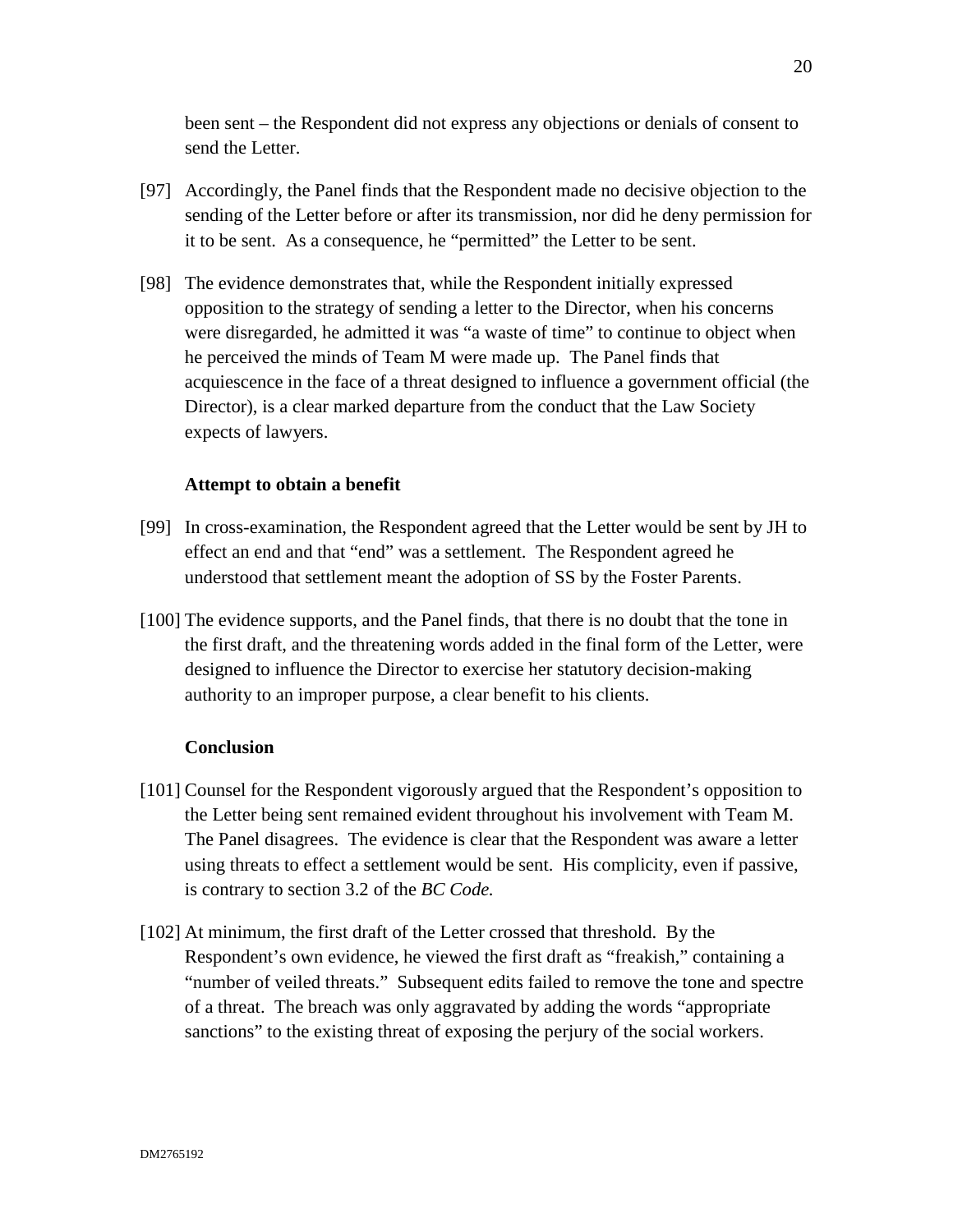been sent – the Respondent did not express any objections or denials of consent to send the Letter.

[97] Accordingly, the Panel finds that the Respondent made no decisive objection to the sending of the Letter before or after its transmission, nor did he deny permission for it to be sent. As a consequence, he "permitted" the Letter to be sent.

[98] The evidence demonstrates that, while the Respondent initially expressed opposition to the strategy of sending a letter to the Director, when his concerns were disregarded, he admitted it was "a waste of time" to continue to object when he perceived the minds of Team M were made up. The Panel finds that acquiescence in the face of a threat designed to influence a government official (the Director), is a clear marked departure from the conduct that the Law Society expects of lawyers.

**Attempt to obtain a benefit**

[99] In cross-examination, the Respondent agreed that the Letter would be sent by JH to effect an end and that "end" was a settlement. The Respondent agreed he understood that settlement meant the adoption of SS by the Foster Parents.

[100] The evidence supports, and the Panel finds, that there is no doubt that the tone in the first draft, and the threatening words added in the final form of the Letter, were designed to influence the Director to exercise her statutory decision-making authority to an improper purpose, a clear benefit to his clients.

**Conclusion**

[101] Counsel for the Respondent vigorously argued that the Respondent's opposition to the Letter being sent remained evident throughout his involvement with Team M. The Panel disagrees. The evidence is clear that the Respondent was aware a letter using threats to effect a settlement would be sent. His complicity, even if passive, is contrary to section 3.2 of the *BC Code.*

[102] At minimum, the first draft of the Letter crossed that threshold. By the Respondent's own evidence, he viewed the first draft as "freakish," containing a "number of veiled threats." Subsequent edits failed to remove the tone and spectre of a threat. The breach was only aggravated by adding the words "appropriate sanctions" to the existing threat of exposing the perjury of the social workers.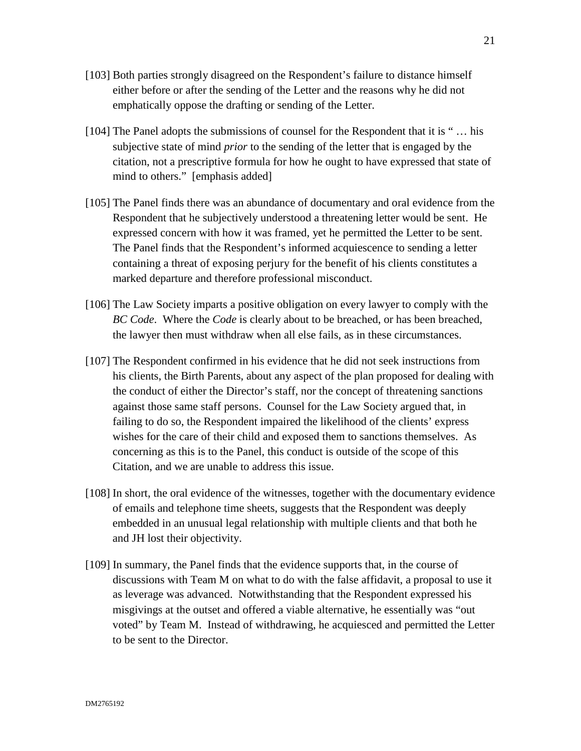[103] Both parties strongly disagreed on the Respondent's failure to distance himself either before or after the sending of the Letter and the reasons why he did not emphatically oppose the drafting or sending of the Letter.

[104] The Panel adopts the submissions of counsel for the Respondent that it is " … his subjective state of mind *prior* to the sending of the letter that is engaged by the citation, not a prescriptive formula for how he ought to have expressed that state of mind to others." [emphasis added]

[105] The Panel finds there was an abundance of documentary and oral evidence from the Respondent that he subjectively understood a threatening letter would be sent. He expressed concern with how it was framed, yet he permitted the Letter to be sent. The Panel finds that the Respondent's informed acquiescence to sending a letter containing a threat of exposing perjury for the benefit of his clients constitutes a marked departure and therefore professional misconduct.

[106] The Law Society imparts a positive obligation on every lawyer to comply with the *BC Code*. Where the *Code* is clearly about to be breached, or has been breached, the lawyer then must withdraw when all else fails, as in these circumstances.

[107] The Respondent confirmed in his evidence that he did not seek instructions from his clients, the Birth Parents, about any aspect of the plan proposed for dealing with the conduct of either the Director's staff, nor the concept of threatening sanctions against those same staff persons. Counsel for the Law Society argued that, in failing to do so, the Respondent impaired the likelihood of the clients' express wishes for the care of their child and exposed them to sanctions themselves. As concerning as this is to the Panel, this conduct is outside of the scope of this Citation, and we are unable to address this issue.

[108] In short, the oral evidence of the witnesses, together with the documentary evidence of emails and telephone time sheets, suggests that the Respondent was deeply embedded in an unusual legal relationship with multiple clients and that both he and JH lost their objectivity.

[109] In summary, the Panel finds that the evidence supports that, in the course of discussions with Team M on what to do with the false affidavit, a proposal to use it as leverage was advanced. Notwithstanding that the Respondent expressed his misgivings at the outset and offered a viable alternative, he essentially was "out voted" by Team M. Instead of withdrawing, he acquiesced and permitted the Letter to be sent to the Director.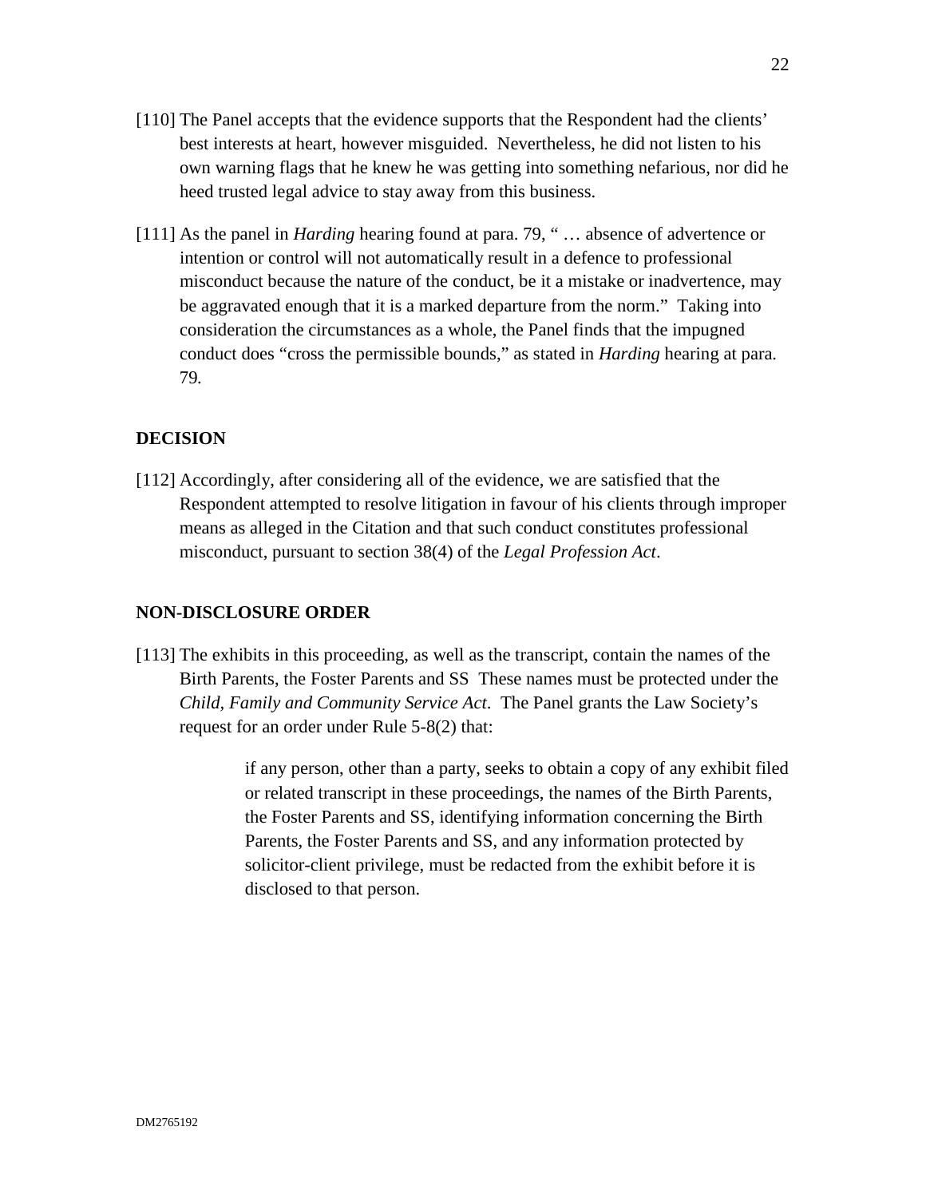[110] The Panel accepts that the evidence supports that the Respondent had the clients' best interests at heart, however misguided. Nevertheless, he did not listen to his own warning flags that he knew he was getting into something nefarious, nor did he heed trusted legal advice to stay away from this business.

[111] As the panel in *Harding* hearing found at para. 79, " … absence of advertence or intention or control will not automatically result in a defence to professional misconduct because the nature of the conduct, be it a mistake or inadvertence, may be aggravated enough that it is a marked departure from the norm." Taking into consideration the circumstances as a whole, the Panel finds that the impugned conduct does "cross the permissible bounds," as stated in *Harding* hearing at para. 79.

## DECISION

[112] Accordingly, after considering all of the evidence, we are satisfied that the Respondent attempted to resolve litigation in favour of his clients through improper means as alleged in the Citation and that such conduct constitutes professional misconduct, pursuant to section 38(4) of the *Legal Profession Act*.

## NON-DISCLOSURE ORDER

[113] The exhibits in this proceeding, as well as the transcript, contain the names of the Birth Parents, the Foster Parents and SS These names must be protected under the *Child, Family and Community Service Act*. The Panel grants the Law Society's request for an order under Rule 5-8(2) that:

> if any person, other than a party, seeks to obtain a copy of any exhibit filed or related transcript in these proceedings, the names of the Birth Parents, the Foster Parents and SS, identifying information concerning the Birth Parents, the Foster Parents and SS, and any information protected by solicitor-client privilege, must be redacted from the exhibit before it is disclosed to that person.

DM2765192